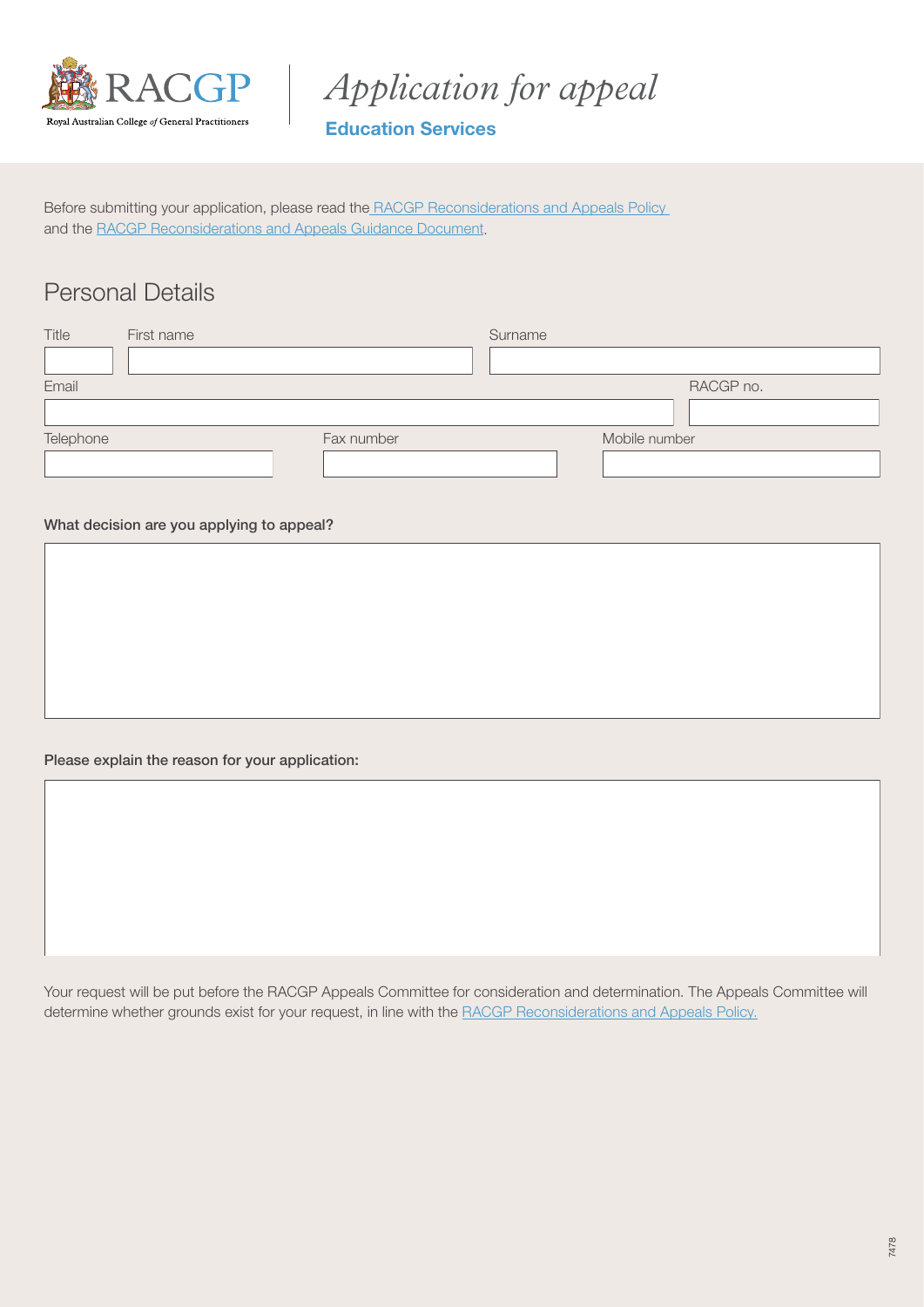# *Application for appeal*

**Education Services**

Before submitting your application, please read the RACGP Reconsiderations and Appeals Policy and the RACGP Reconsiderations and Appeals Guidance Document.

## Personal Details

| Title | First name | Surname |
|---|---|---|
| | | |

| Email | RACGP no. |
|---|---|
| | |

| Telephone | Fax number | Mobile number |
|---|---|---|
| | | |

**What decision are you applying to appeal?**

**Please explain the reason for your application:**

Your request will be put before the RACGP Appeals Committee for consideration and determination. The Appeals Committee will determine whether grounds exist for your request, in line with the RACGP Reconsiderations and Appeals Policy.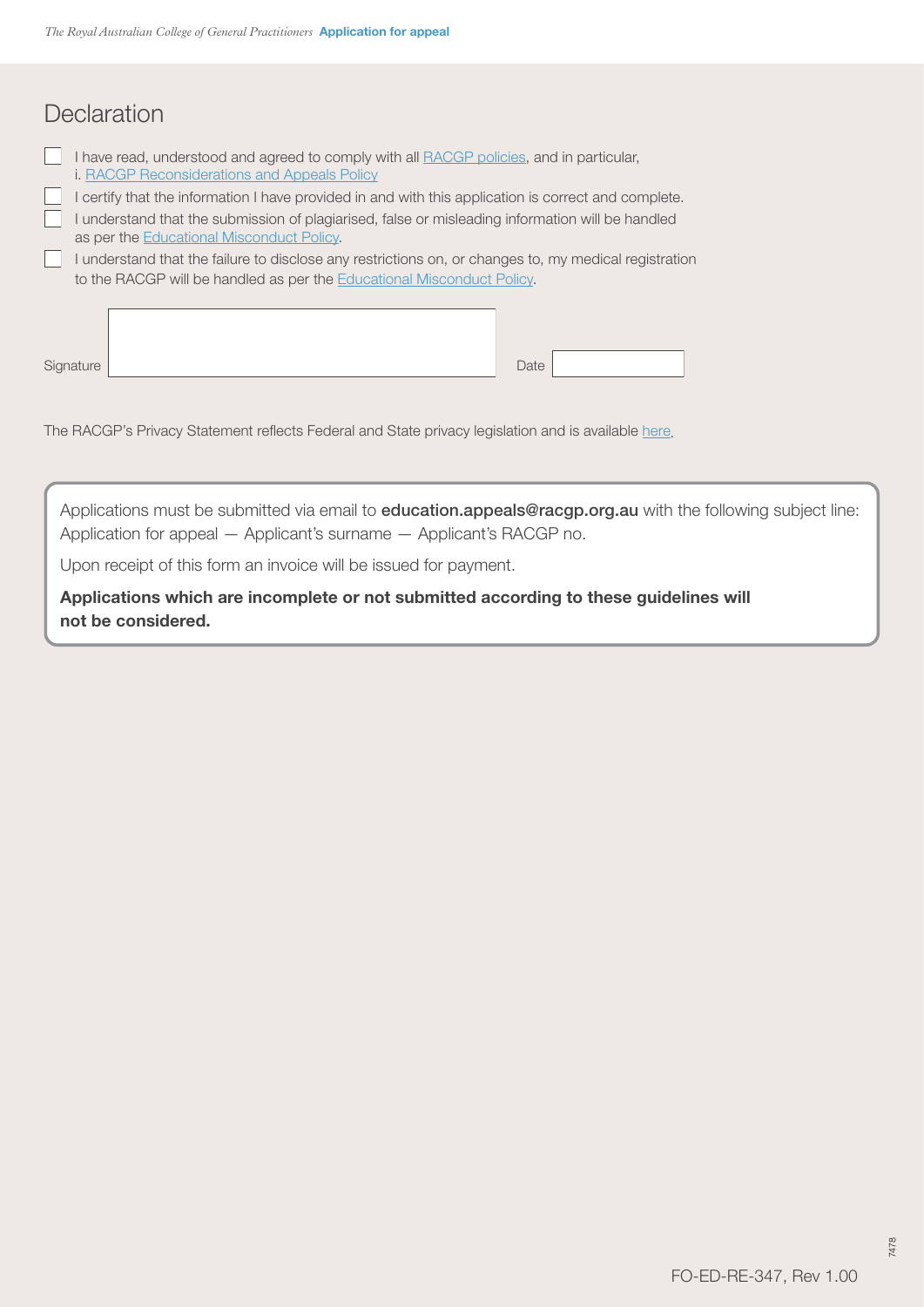## Declaration

- [ ] I have read, understood and agreed to comply with all RACGP policies, and in particular,
  i. RACGP Reconsiderations and Appeals Policy
- [ ] I certify that the information I have provided in and with this application is correct and complete.
- [ ] I understand that the submission of plagiarised, false or misleading information will be handled as per the Educational Misconduct Policy.
- [ ] I understand that the failure to disclose any restrictions on, or changes to, my medical registration to the RACGP will be handled as per the Educational Misconduct Policy.

Signature ______________________ Date __________

The RACGP's Privacy Statement reflects Federal and State privacy legislation and is available here.

Applications must be submitted via email to **education.appeals@racgp.org.au** with the following subject line: Application for appeal — Applicant's surname — Applicant's RACGP no.

Upon receipt of this form an invoice will be issued for payment.

**Applications which are incomplete or not submitted according to these guidelines will not be considered.**

7478

FO-ED-RE-347, Rev 1.00